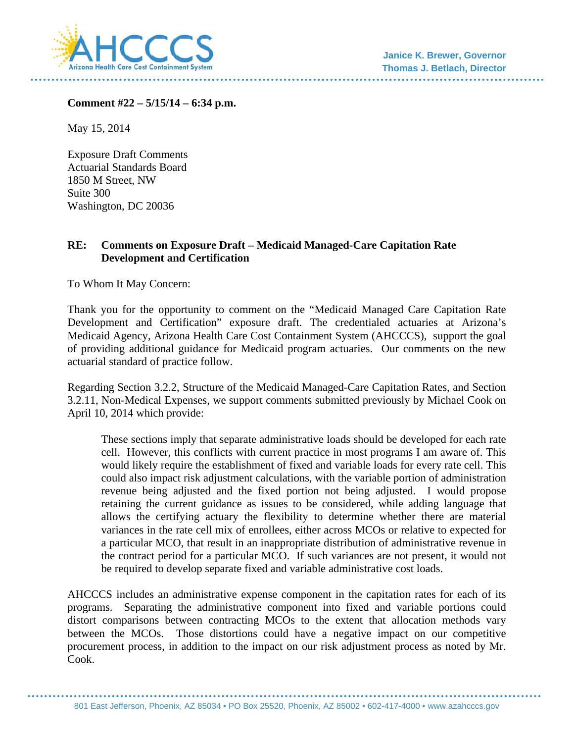AHCCCS
Arizona Health Care Cost Containment System

Janice K. Brewer, Governor
Thomas J. Betlach, Director

**Comment #22 – 5/15/14 – 6:34 p.m.**

May 15, 2014

Exposure Draft Comments
Actuarial Standards Board
1850 M Street, NW
Suite 300
Washington, DC 20036

**RE: Comments on Exposure Draft – Medicaid Managed-Care Capitation Rate Development and Certification**

To Whom It May Concern:

Thank you for the opportunity to comment on the "Medicaid Managed Care Capitation Rate Development and Certification" exposure draft. The credentialed actuaries at Arizona's Medicaid Agency, Arizona Health Care Cost Containment System (AHCCCS), support the goal of providing additional guidance for Medicaid program actuaries. Our comments on the new actuarial standard of practice follow.

Regarding Section 3.2.2, Structure of the Medicaid Managed-Care Capitation Rates, and Section 3.2.11, Non-Medical Expenses, we support comments submitted previously by Michael Cook on April 10, 2014 which provide:

> These sections imply that separate administrative loads should be developed for each rate cell. However, this conflicts with current practice in most programs I am aware of. This would likely require the establishment of fixed and variable loads for every rate cell. This could also impact risk adjustment calculations, with the variable portion of administration revenue being adjusted and the fixed portion not being adjusted. I would propose retaining the current guidance as issues to be considered, while adding language that allows the certifying actuary the flexibility to determine whether there are material variances in the rate cell mix of enrollees, either across MCOs or relative to expected for a particular MCO, that result in an inappropriate distribution of administrative revenue in the contract period for a particular MCO. If such variances are not present, it would not be required to develop separate fixed and variable administrative cost loads.

AHCCCS includes an administrative expense component in the capitation rates for each of its programs. Separating the administrative component into fixed and variable portions could distort comparisons between contracting MCOs to the extent that allocation methods vary between the MCOs. Those distortions could have a negative impact on our competitive procurement process, in addition to the impact on our risk adjustment process as noted by Mr. Cook.

801 East Jefferson, Phoenix, AZ 85034 • PO Box 25520, Phoenix, AZ 85002 • 602-417-4000 • www.azahcccs.gov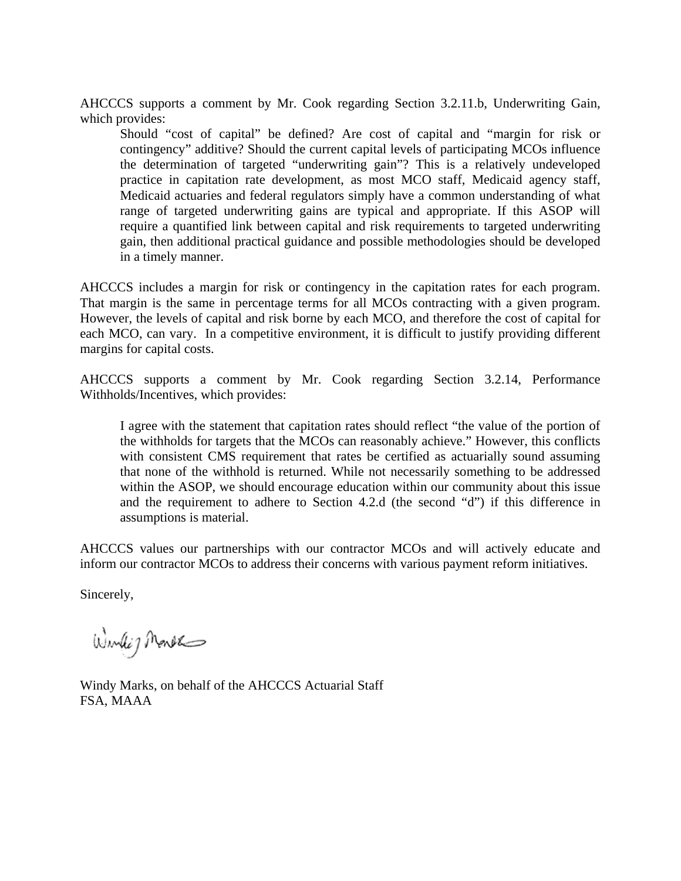AHCCCS supports a comment by Mr. Cook regarding Section 3.2.11.b, Underwriting Gain, which provides:

> Should "cost of capital" be defined? Are cost of capital and "margin for risk or contingency" additive? Should the current capital levels of participating MCOs influence the determination of targeted "underwriting gain"? This is a relatively undeveloped practice in capitation rate development, as most MCO staff, Medicaid agency staff, Medicaid actuaries and federal regulators simply have a common understanding of what range of targeted underwriting gains are typical and appropriate. If this ASOP will require a quantified link between capital and risk requirements to targeted underwriting gain, then additional practical guidance and possible methodologies should be developed in a timely manner.

AHCCCS includes a margin for risk or contingency in the capitation rates for each program. That margin is the same in percentage terms for all MCOs contracting with a given program. However, the levels of capital and risk borne by each MCO, and therefore the cost of capital for each MCO, can vary. In a competitive environment, it is difficult to justify providing different margins for capital costs.

AHCCCS supports a comment by Mr. Cook regarding Section 3.2.14, Performance Withholds/Incentives, which provides:

> I agree with the statement that capitation rates should reflect "the value of the portion of the withholds for targets that the MCOs can reasonably achieve." However, this conflicts with consistent CMS requirement that rates be certified as actuarially sound assuming that none of the withhold is returned. While not necessarily something to be addressed within the ASOP, we should encourage education within our community about this issue and the requirement to adhere to Section 4.2.d (the second "d") if this difference in assumptions is material.

AHCCCS values our partnerships with our contractor MCOs and will actively educate and inform our contractor MCOs to address their concerns with various payment reform initiatives.

Sincerely,

Windy Marks, on behalf of the AHCCCS Actuarial Staff
FSA, MAAA